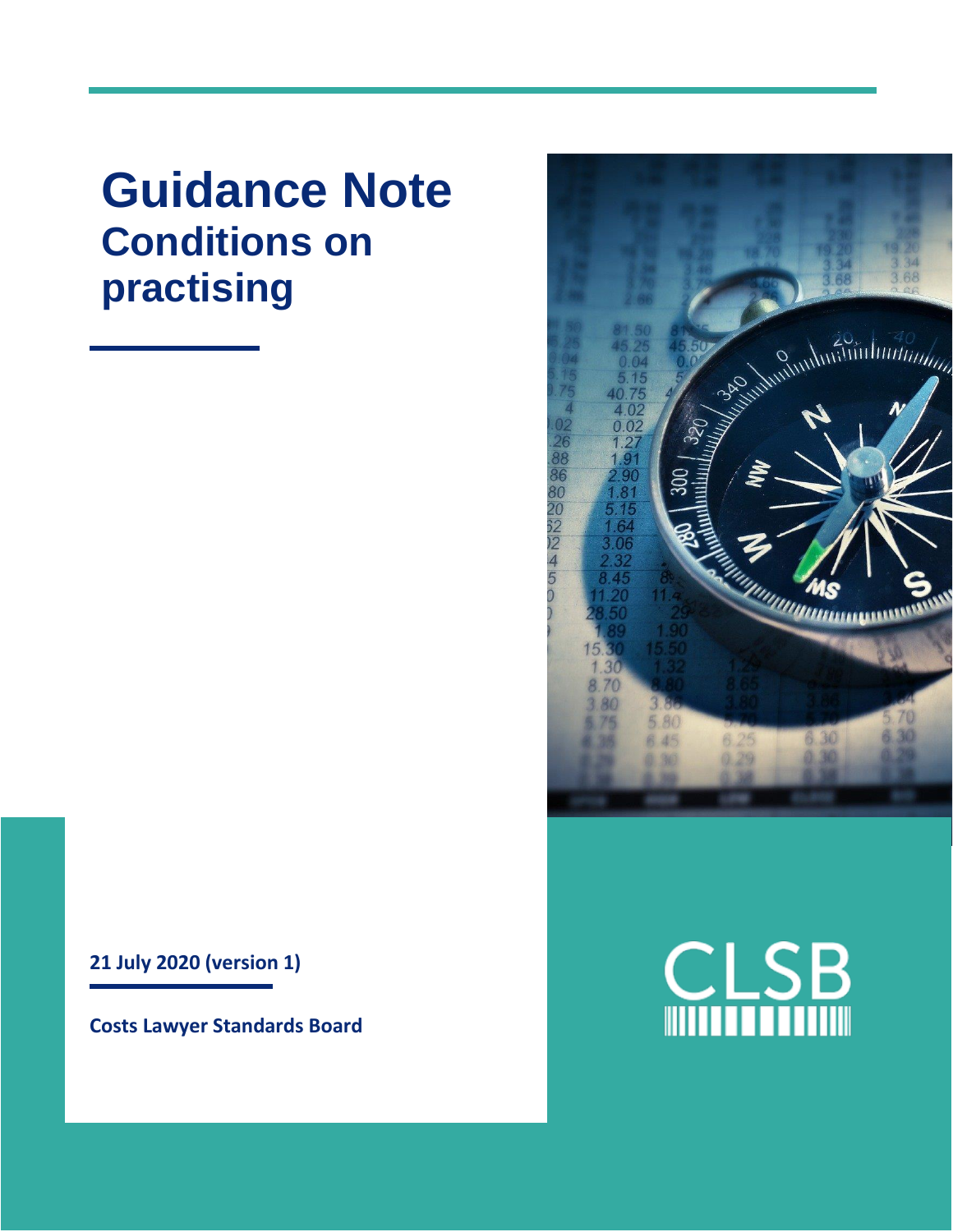# Guidance Note
## Conditions on practising

**21 July 2020 (version 1)**

**Costs Lawyer Standards Board**

CLSB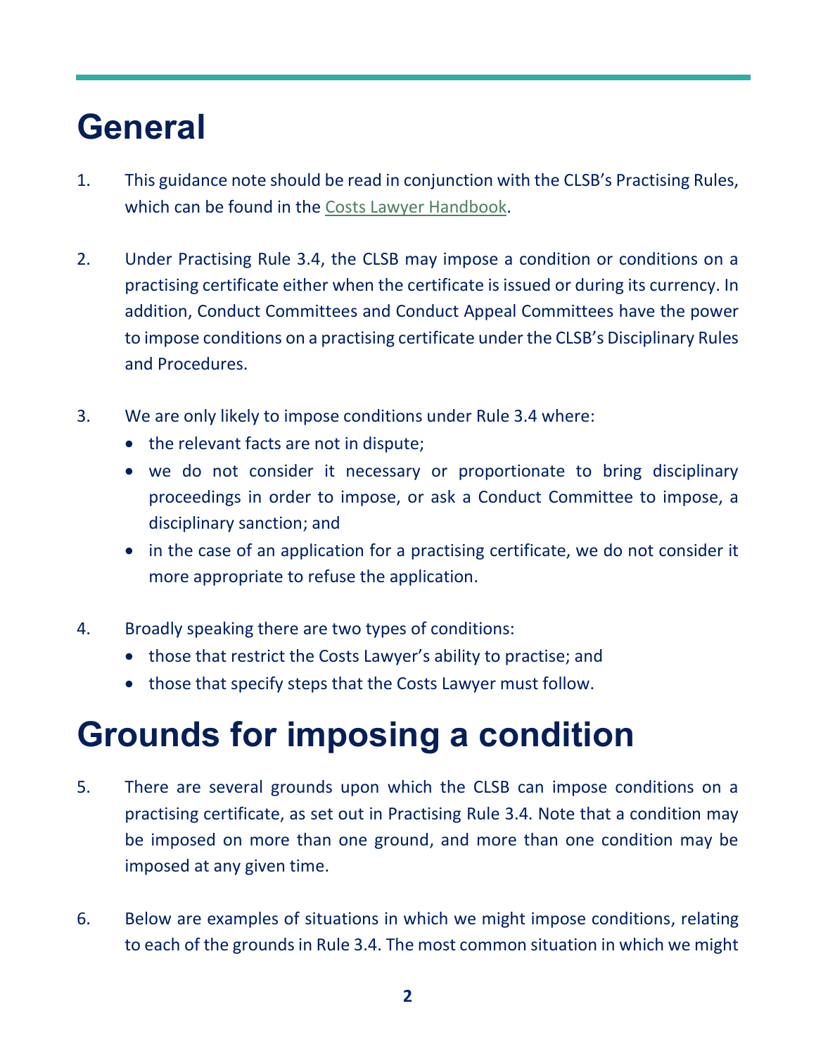# General

1. This guidance note should be read in conjunction with the CLSB's Practising Rules, which can be found in the [Costs Lawyer Handbook](Costs Lawyer Handbook).

2. Under Practising Rule 3.4, the CLSB may impose a condition or conditions on a practising certificate either when the certificate is issued or during its currency. In addition, Conduct Committees and Conduct Appeal Committees have the power to impose conditions on a practising certificate under the CLSB's Disciplinary Rules and Procedures.

3. We are only likely to impose conditions under Rule 3.4 where:
   - the relevant facts are not in dispute;
   - we do not consider it necessary or proportionate to bring disciplinary proceedings in order to impose, or ask a Conduct Committee to impose, a disciplinary sanction; and
   - in the case of an application for a practising certificate, we do not consider it more appropriate to refuse the application.

4. Broadly speaking there are two types of conditions:
   - those that restrict the Costs Lawyer's ability to practise; and
   - those that specify steps that the Costs Lawyer must follow.

# Grounds for imposing a condition

5. There are several grounds upon which the CLSB can impose conditions on a practising certificate, as set out in Practising Rule 3.4. Note that a condition may be imposed on more than one ground, and more than one condition may be imposed at any given time.

6. Below are examples of situations in which we might impose conditions, relating to each of the grounds in Rule 3.4. The most common situation in which we might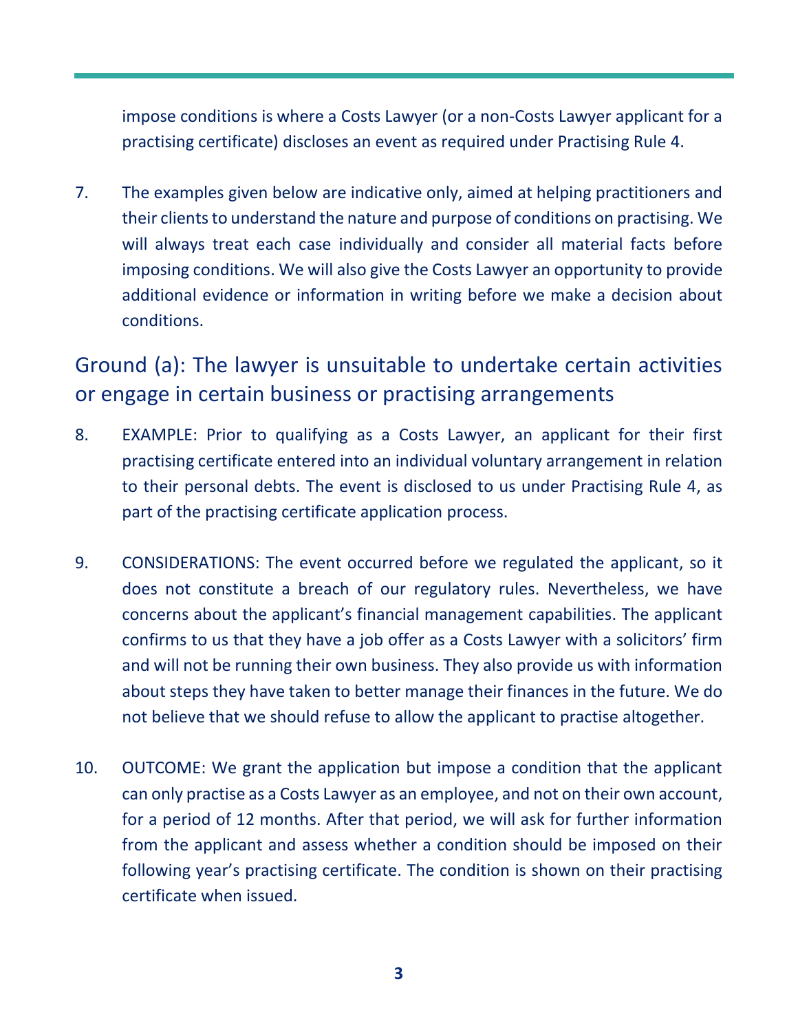impose conditions is where a Costs Lawyer (or a non-Costs Lawyer applicant for a practising certificate) discloses an event as required under Practising Rule 4.

7. The examples given below are indicative only, aimed at helping practitioners and their clients to understand the nature and purpose of conditions on practising. We will always treat each case individually and consider all material facts before imposing conditions. We will also give the Costs Lawyer an opportunity to provide additional evidence or information in writing before we make a decision about conditions.

## Ground (a): The lawyer is unsuitable to undertake certain activities or engage in certain business or practising arrangements

8. EXAMPLE: Prior to qualifying as a Costs Lawyer, an applicant for their first practising certificate entered into an individual voluntary arrangement in relation to their personal debts. The event is disclosed to us under Practising Rule 4, as part of the practising certificate application process.

9. CONSIDERATIONS: The event occurred before we regulated the applicant, so it does not constitute a breach of our regulatory rules. Nevertheless, we have concerns about the applicant's financial management capabilities. The applicant confirms to us that they have a job offer as a Costs Lawyer with a solicitors' firm and will not be running their own business. They also provide us with information about steps they have taken to better manage their finances in the future. We do not believe that we should refuse to allow the applicant to practise altogether.

10. OUTCOME: We grant the application but impose a condition that the applicant can only practise as a Costs Lawyer as an employee, and not on their own account, for a period of 12 months. After that period, we will ask for further information from the applicant and assess whether a condition should be imposed on their following year's practising certificate. The condition is shown on their practising certificate when issued.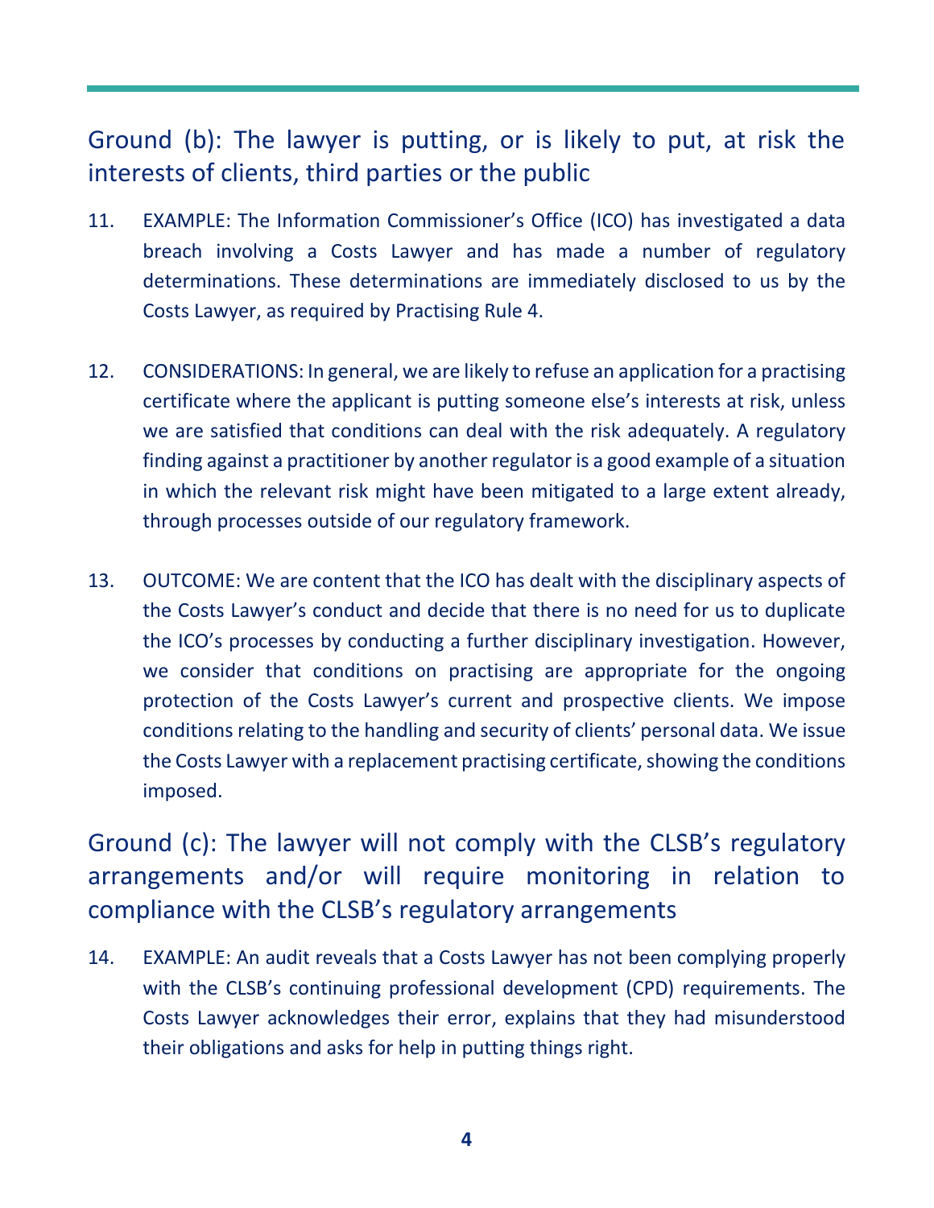## Ground (b): The lawyer is putting, or is likely to put, at risk the interests of clients, third parties or the public

11. EXAMPLE: The Information Commissioner's Office (ICO) has investigated a data breach involving a Costs Lawyer and has made a number of regulatory determinations. These determinations are immediately disclosed to us by the Costs Lawyer, as required by Practising Rule 4.

12. CONSIDERATIONS: In general, we are likely to refuse an application for a practising certificate where the applicant is putting someone else's interests at risk, unless we are satisfied that conditions can deal with the risk adequately. A regulatory finding against a practitioner by another regulator is a good example of a situation in which the relevant risk might have been mitigated to a large extent already, through processes outside of our regulatory framework.

13. OUTCOME: We are content that the ICO has dealt with the disciplinary aspects of the Costs Lawyer's conduct and decide that there is no need for us to duplicate the ICO's processes by conducting a further disciplinary investigation. However, we consider that conditions on practising are appropriate for the ongoing protection of the Costs Lawyer's current and prospective clients. We impose conditions relating to the handling and security of clients' personal data. We issue the Costs Lawyer with a replacement practising certificate, showing the conditions imposed.

## Ground (c): The lawyer will not comply with the CLSB's regulatory arrangements and/or will require monitoring in relation to compliance with the CLSB's regulatory arrangements

14. EXAMPLE: An audit reveals that a Costs Lawyer has not been complying properly with the CLSB's continuing professional development (CPD) requirements. The Costs Lawyer acknowledges their error, explains that they had misunderstood their obligations and asks for help in putting things right.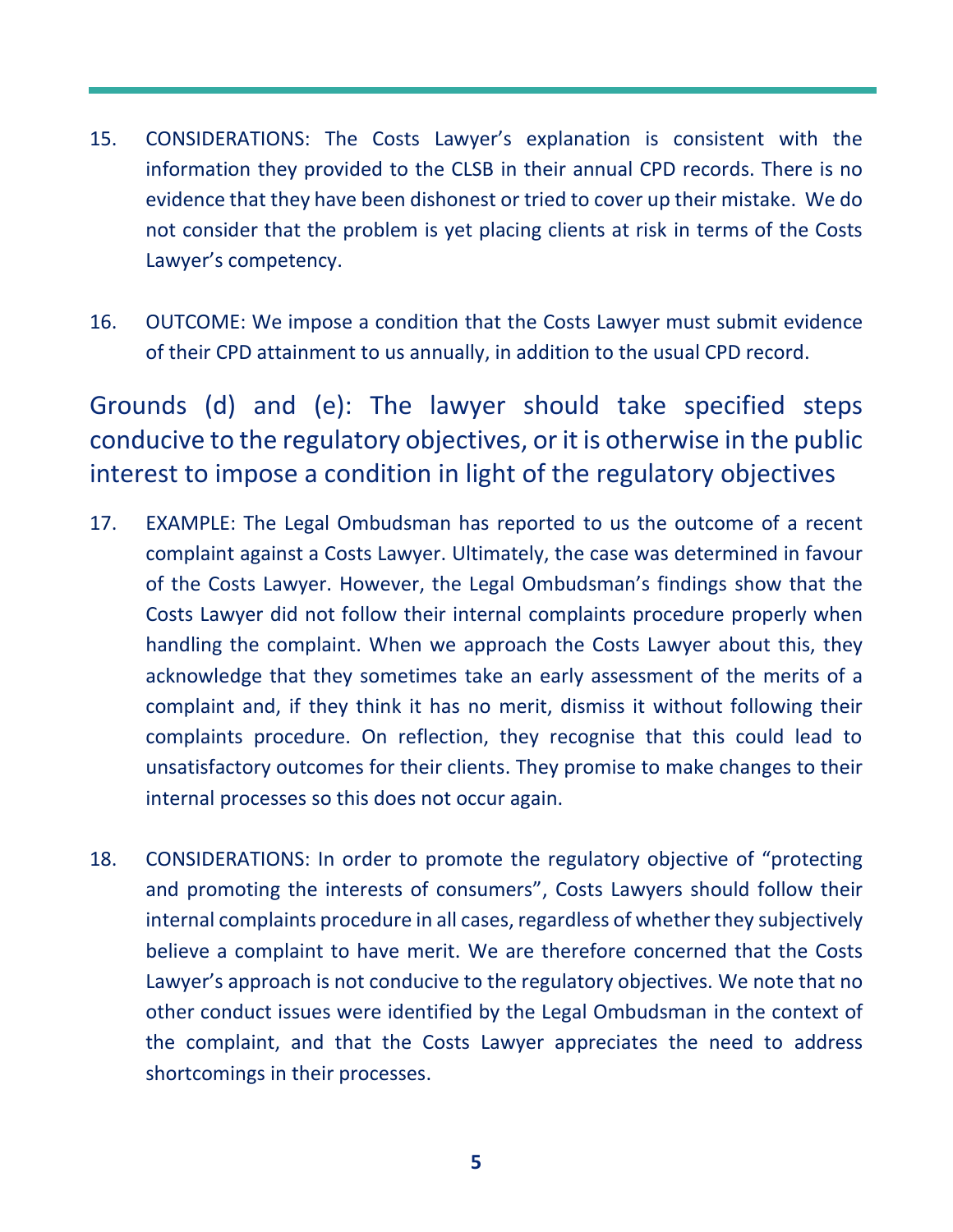15. CONSIDERATIONS: The Costs Lawyer's explanation is consistent with the information they provided to the CLSB in their annual CPD records. There is no evidence that they have been dishonest or tried to cover up their mistake. We do not consider that the problem is yet placing clients at risk in terms of the Costs Lawyer's competency.

16. OUTCOME: We impose a condition that the Costs Lawyer must submit evidence of their CPD attainment to us annually, in addition to the usual CPD record.

## Grounds (d) and (e): The lawyer should take specified steps conducive to the regulatory objectives, or it is otherwise in the public interest to impose a condition in light of the regulatory objectives

17. EXAMPLE: The Legal Ombudsman has reported to us the outcome of a recent complaint against a Costs Lawyer. Ultimately, the case was determined in favour of the Costs Lawyer. However, the Legal Ombudsman's findings show that the Costs Lawyer did not follow their internal complaints procedure properly when handling the complaint. When we approach the Costs Lawyer about this, they acknowledge that they sometimes take an early assessment of the merits of a complaint and, if they think it has no merit, dismiss it without following their complaints procedure. On reflection, they recognise that this could lead to unsatisfactory outcomes for their clients. They promise to make changes to their internal processes so this does not occur again.

18. CONSIDERATIONS: In order to promote the regulatory objective of "protecting and promoting the interests of consumers", Costs Lawyers should follow their internal complaints procedure in all cases, regardless of whether they subjectively believe a complaint to have merit. We are therefore concerned that the Costs Lawyer's approach is not conducive to the regulatory objectives. We note that no other conduct issues were identified by the Legal Ombudsman in the context of the complaint, and that the Costs Lawyer appreciates the need to address shortcomings in their processes.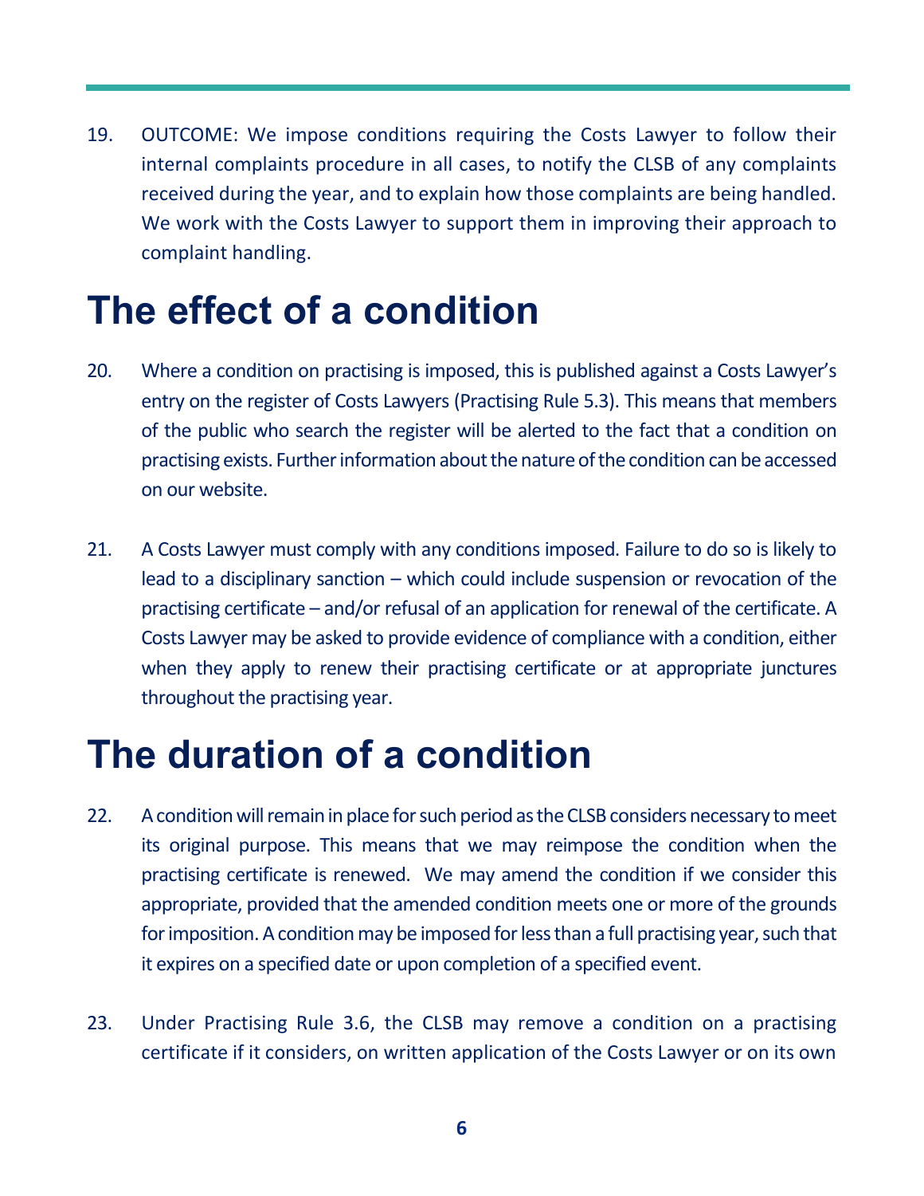19. OUTCOME: We impose conditions requiring the Costs Lawyer to follow their internal complaints procedure in all cases, to notify the CLSB of any complaints received during the year, and to explain how those complaints are being handled. We work with the Costs Lawyer to support them in improving their approach to complaint handling.

# The effect of a condition

20. Where a condition on practising is imposed, this is published against a Costs Lawyer's entry on the register of Costs Lawyers (Practising Rule 5.3). This means that members of the public who search the register will be alerted to the fact that a condition on practising exists. Further information about the nature of the condition can be accessed on our website.

21. A Costs Lawyer must comply with any conditions imposed. Failure to do so is likely to lead to a disciplinary sanction – which could include suspension or revocation of the practising certificate – and/or refusal of an application for renewal of the certificate. A Costs Lawyer may be asked to provide evidence of compliance with a condition, either when they apply to renew their practising certificate or at appropriate junctures throughout the practising year.

# The duration of a condition

22. A condition will remain in place for such period as the CLSB considers necessary to meet its original purpose. This means that we may reimpose the condition when the practising certificate is renewed. We may amend the condition if we consider this appropriate, provided that the amended condition meets one or more of the grounds for imposition. A condition may be imposed for less than a full practising year, such that it expires on a specified date or upon completion of a specified event.

23. Under Practising Rule 3.6, the CLSB may remove a condition on a practising certificate if it considers, on written application of the Costs Lawyer or on its own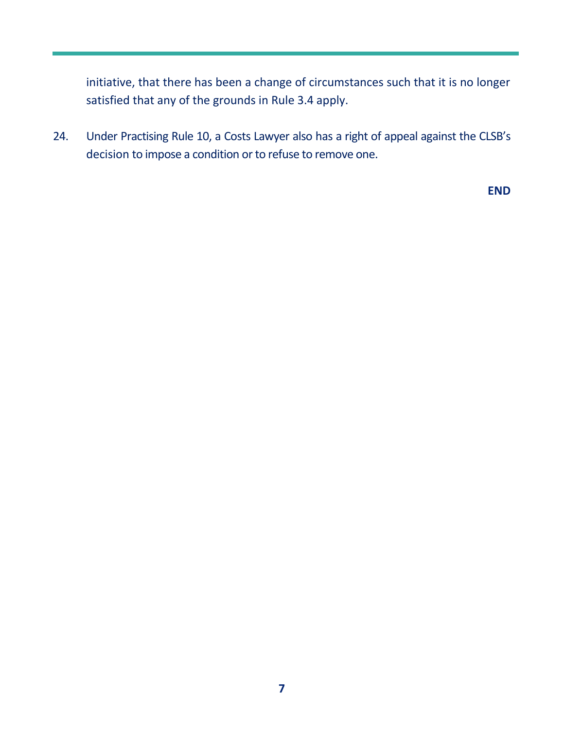initiative, that there has been a change of circumstances such that it is no longer satisfied that any of the grounds in Rule 3.4 apply.

24. Under Practising Rule 10, a Costs Lawyer also has a right of appeal against the CLSB's decision to impose a condition or to refuse to remove one.

**END**